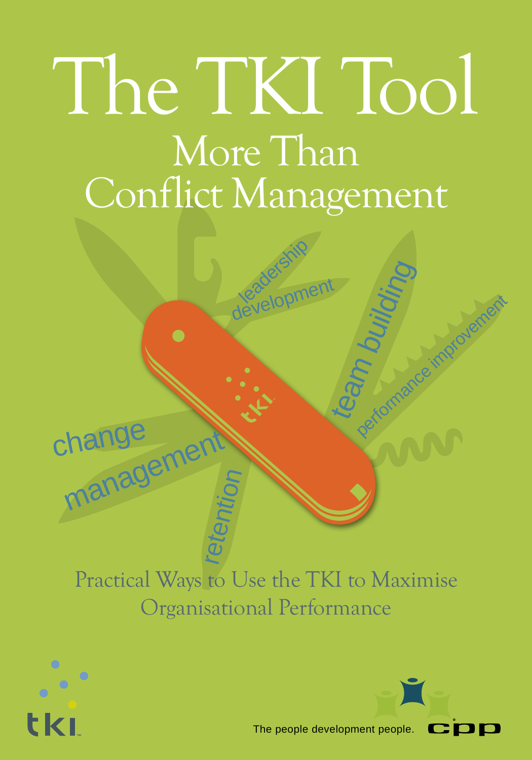# The TKI Tool

## More Than Conflict Management

leadership development

team building

performance improvement

change management

retention

tki

Practical Ways to Use the TKI to Maximise Organisational Performance

tki

The people development people. cpp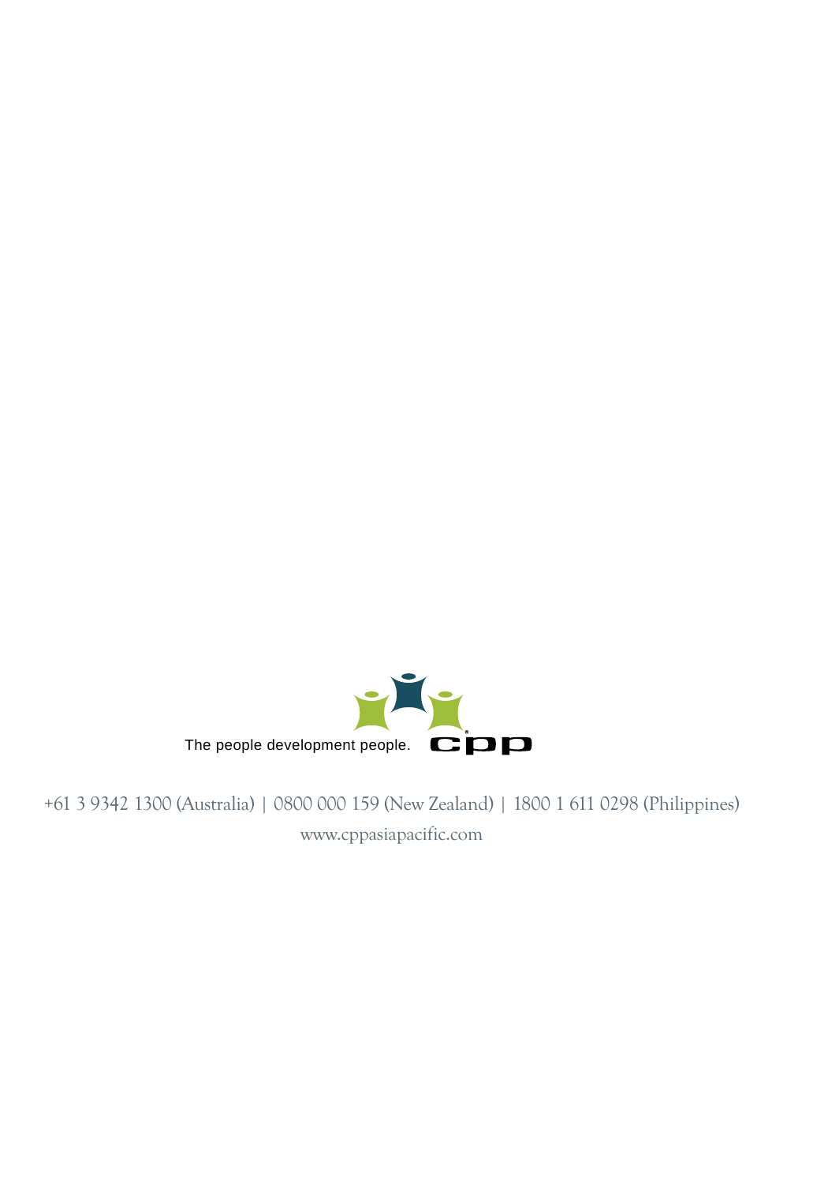The people development people. cpp

+61 3 9342 1300 (Australia) | 0800 000 159 (New Zealand) | 1800 1 611 0298 (Philippines)

www.cppasiapacific.com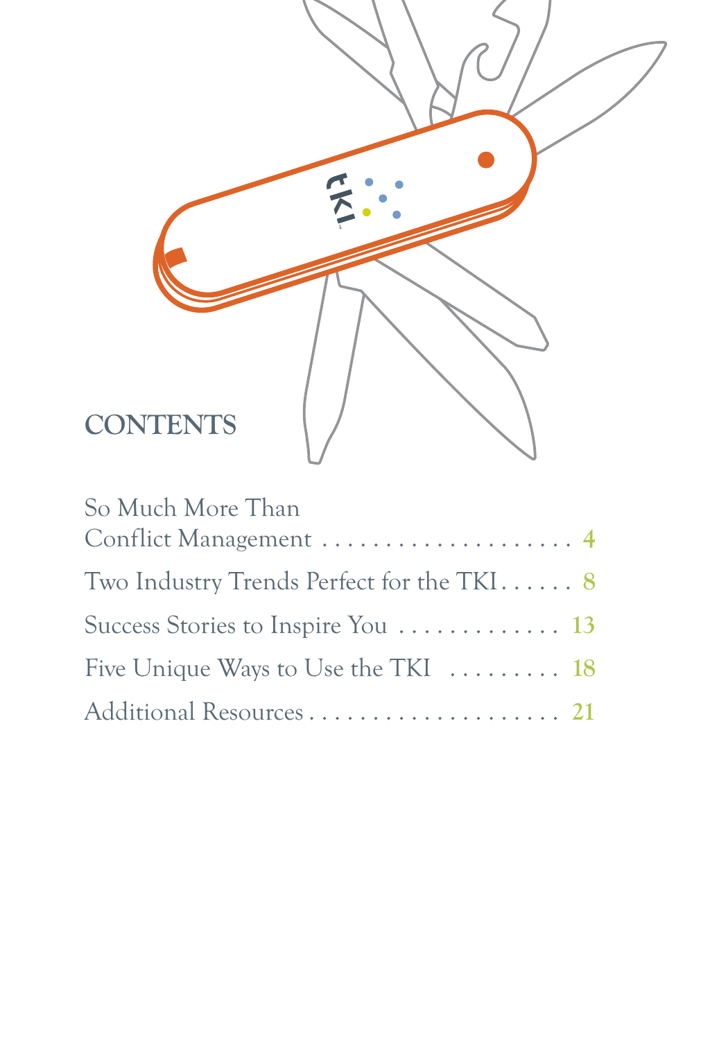## CONTENTS

So Much More Than Conflict Management . . . . . . . . . . . . . . . . . . . . 4

Two Industry Trends Perfect for the TKI . . . . . . 8

Success Stories to Inspire You . . . . . . . . . . . . . 13

Five Unique Ways to Use the TKI . . . . . . . . . 18

Additional Resources . . . . . . . . . . . . . . . . . . . . 21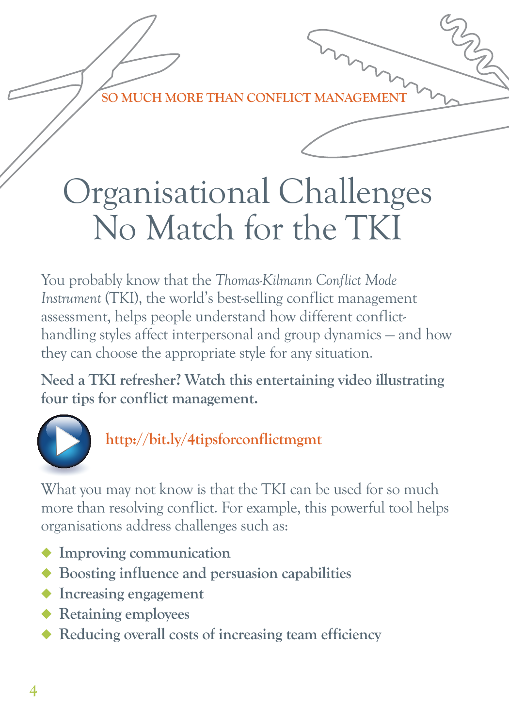SO MUCH MORE THAN CONFLICT MANAGEMENT

# Organisational Challenges No Match for the TKI

You probably know that the *Thomas-Kilmann Conflict Mode Instrument* (TKI), the world's best-selling conflict management assessment, helps people understand how different conflict-handling styles affect interpersonal and group dynamics — and how they can choose the appropriate style for any situation.

**Need a TKI refresher? Watch this entertaining video illustrating four tips for conflict management.**

**http://bit.ly/4tipsforconflictmgmt**

What you may not know is that the TKI can be used for so much more than resolving conflict. For example, this powerful tool helps organisations address challenges such as:

- **Improving communication**
- **Boosting influence and persuasion capabilities**
- **Increasing engagement**
- **Retaining employees**
- **Reducing overall costs of increasing team efficiency**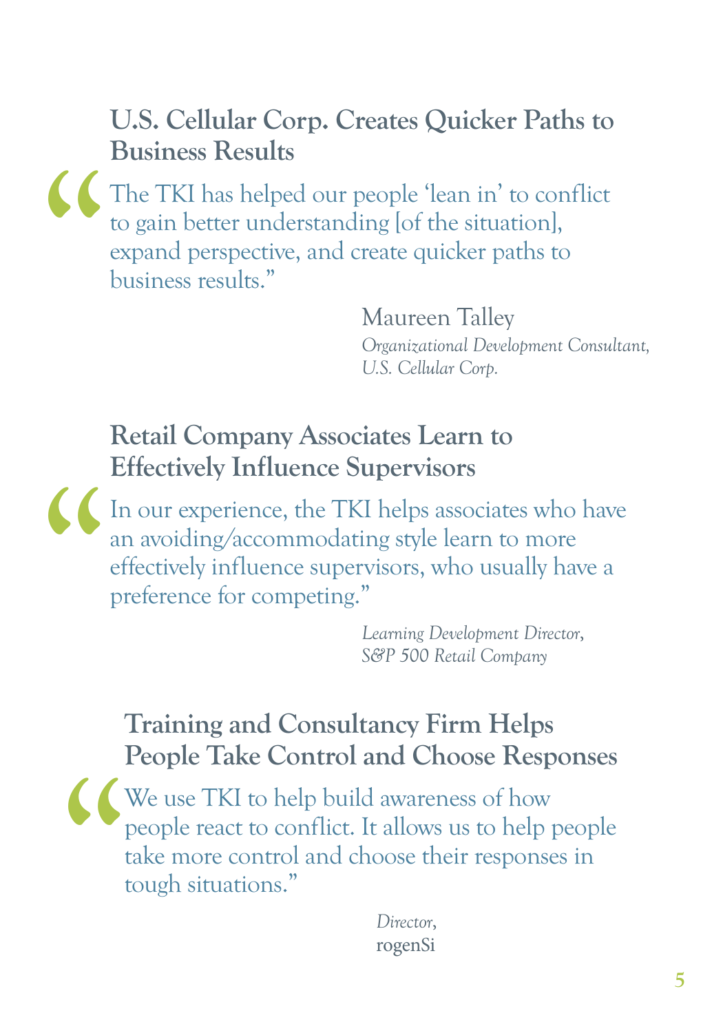## U.S. Cellular Corp. Creates Quicker Paths to Business Results

"The TKI has helped our people 'lean in' to conflict to gain better understanding [of the situation], expand perspective, and create quicker paths to business results."

Maureen Talley
*Organizational Development Consultant, U.S. Cellular Corp.*

## Retail Company Associates Learn to Effectively Influence Supervisors

"In our experience, the TKI helps associates who have an avoiding/accommodating style learn to more effectively influence supervisors, who usually have a preference for competing."

*Learning Development Director, S&P 500 Retail Company*

## Training and Consultancy Firm Helps People Take Control and Choose Responses

"We use TKI to help build awareness of how people react to conflict. It allows us to help people take more control and choose their responses in tough situations."

*Director,*
rogenSi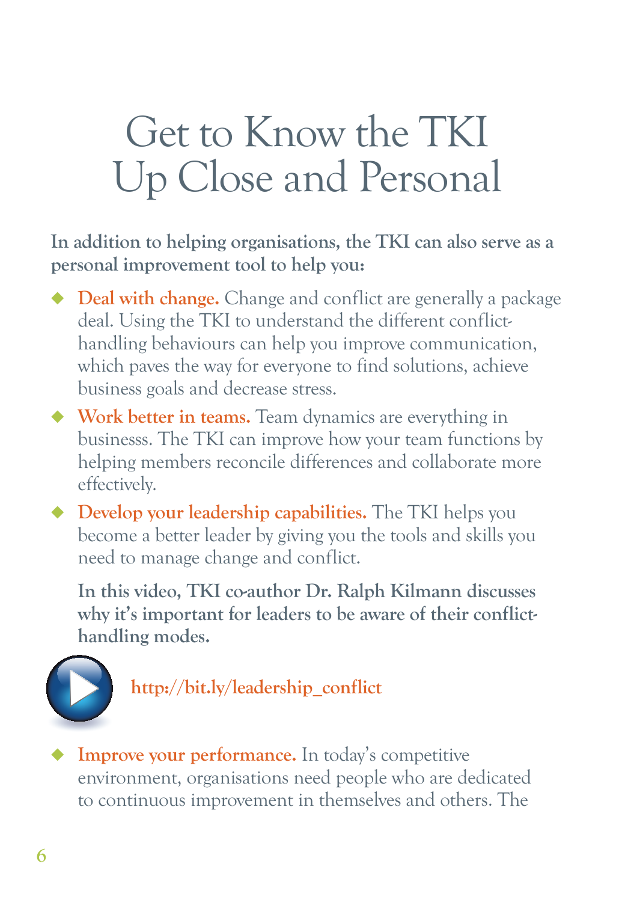# Get to Know the TKI Up Close and Personal

**In addition to helping organisations, the TKI can also serve as a personal improvement tool to help you:**

- **Deal with change.** Change and conflict are generally a package deal. Using the TKI to understand the different conflict-handling behaviours can help you improve communication, which paves the way for everyone to find solutions, achieve business goals and decrease stress.
- **Work better in teams.** Team dynamics are everything in businesss. The TKI can improve how your team functions by helping members reconcile differences and collaborate more effectively.
- **Develop your leadership capabilities.** The TKI helps you become a better leader by giving you the tools and skills you need to manage change and conflict.

  **In this video, TKI co-author Dr. Ralph Kilmann discusses why it's important for leaders to be aware of their conflict-handling modes.**

  **http://bit.ly/leadership_conflict**

- **Improve your performance.** In today's competitive environment, organisations need people who are dedicated to continuous improvement in themselves and others. The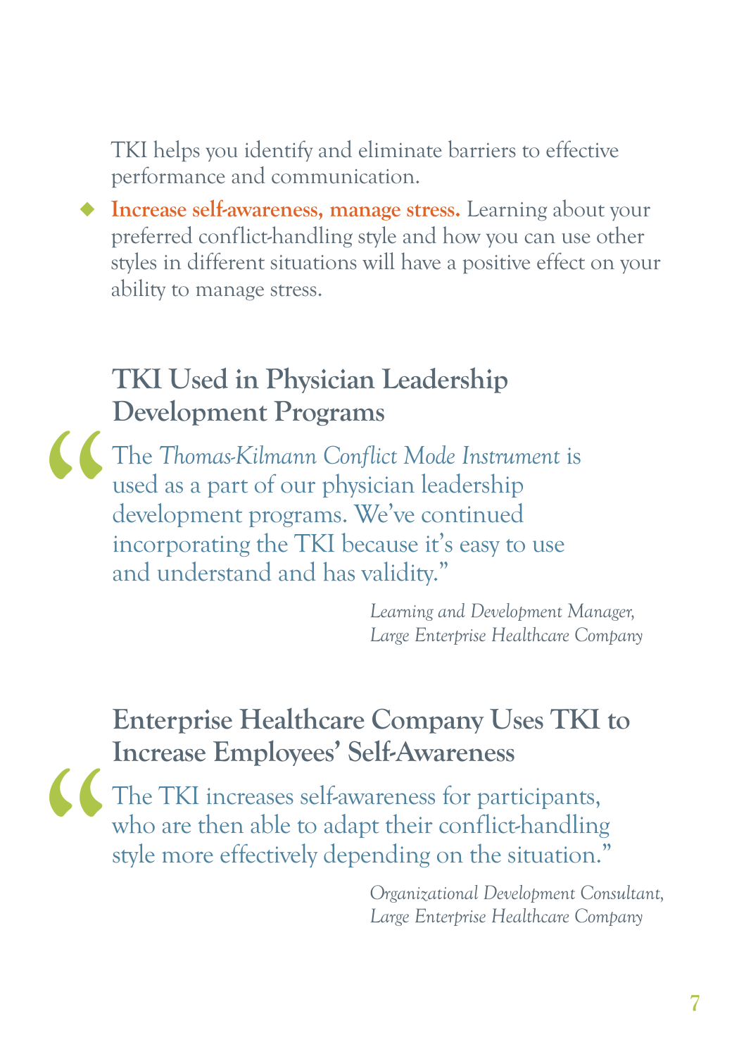TKI helps you identify and eliminate barriers to effective performance and communication.

- **Increase self-awareness, manage stress.** Learning about your preferred conflict-handling style and how you can use other styles in different situations will have a positive effect on your ability to manage stress.

## TKI Used in Physician Leadership Development Programs

"The *Thomas-Kilmann Conflict Mode Instrument* is used as a part of our physician leadership development programs. We've continued incorporating the TKI because it's easy to use and understand and has validity."

*Learning and Development Manager,*
*Large Enterprise Healthcare Company*

## Enterprise Healthcare Company Uses TKI to Increase Employees' Self-Awareness

"The TKI increases self-awareness for participants, who are then able to adapt their conflict-handling style more effectively depending on the situation."

*Organizational Development Consultant,*
*Large Enterprise Healthcare Company*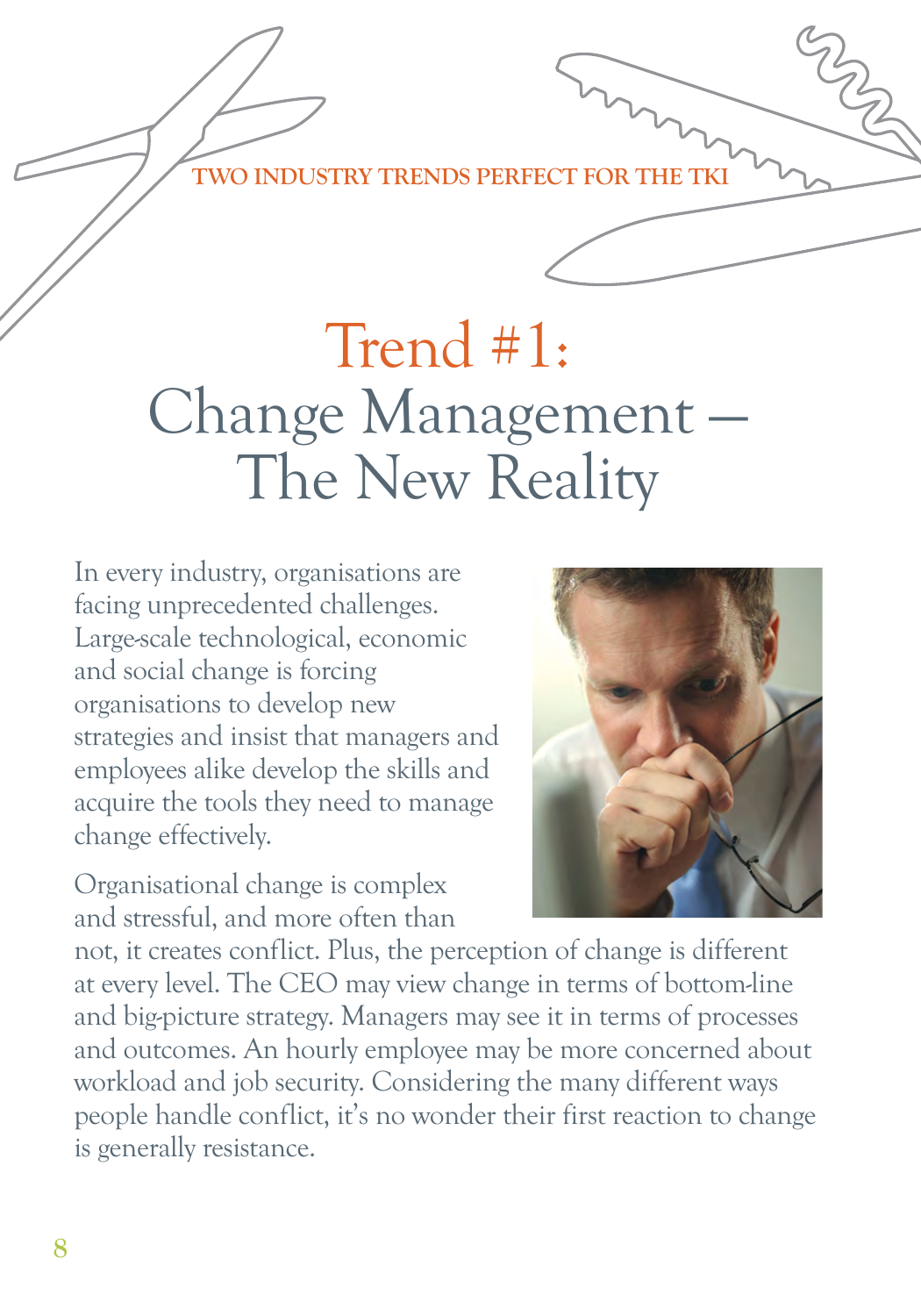TWO INDUSTRY TRENDS PERFECT FOR THE TKI

# Trend #1: Change Management – The New Reality

In every industry, organisations are facing unprecedented challenges. Large-scale technological, economic and social change is forcing organisations to develop new strategies and insist that managers and employees alike develop the skills and acquire the tools they need to manage change effectively.

Organisational change is complex and stressful, and more often than not, it creates conflict. Plus, the perception of change is different at every level. The CEO may view change in terms of bottom-line and big-picture strategy. Managers may see it in terms of processes and outcomes. An hourly employee may be more concerned about workload and job security. Considering the many different ways people handle conflict, it's no wonder their first reaction to change is generally resistance.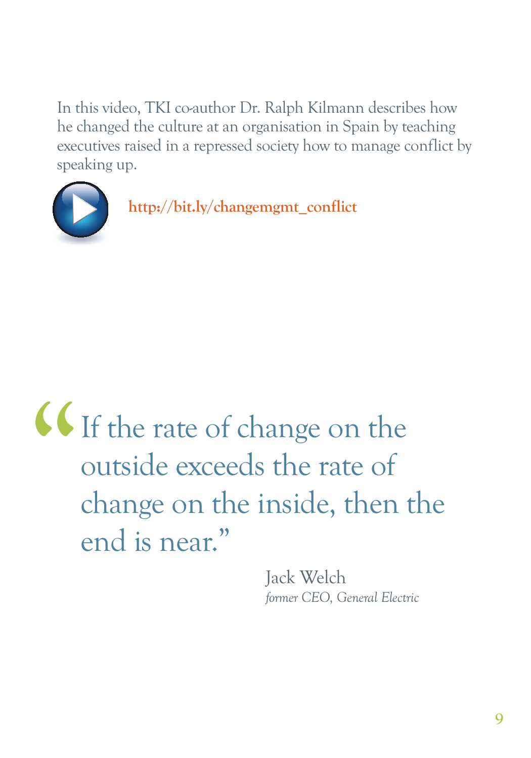In this video, TKI co-author Dr. Ralph Kilmann describes how he changed the culture at an organisation in Spain by teaching executives raised in a repressed society how to manage conflict by speaking up.

**http://bit.ly/changemgmt_conflict**

> "If the rate of change on the outside exceeds the rate of change on the inside, then the end is near."
>
> Jack Welch
> *former CEO, General Electric*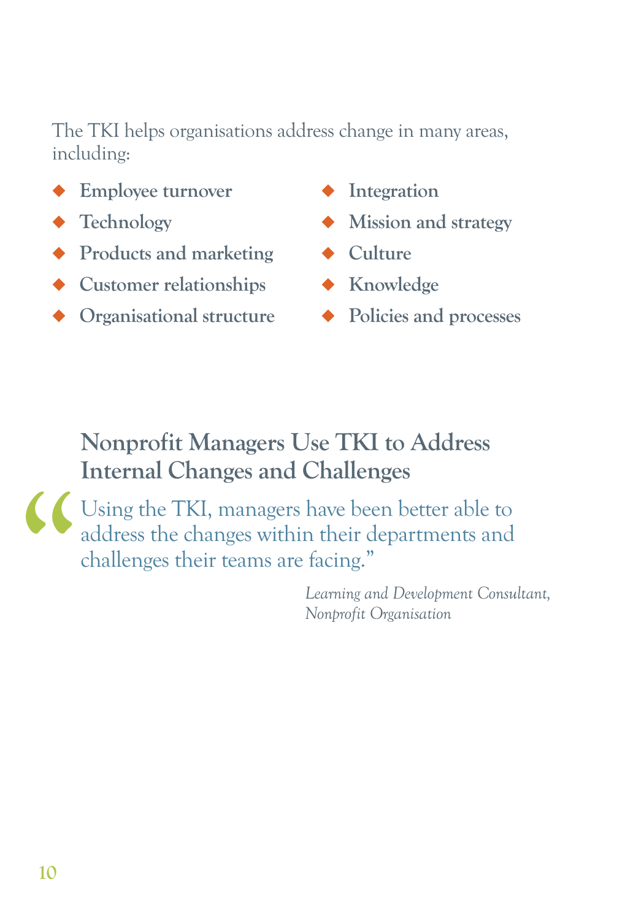The TKI helps organisations address change in many areas, including:

- **Employee turnover**
- **Technology**
- **Products and marketing**
- **Customer relationships**
- **Organisational structure**
- **Integration**
- **Mission and strategy**
- **Culture**
- **Knowledge**
- **Policies and processes**

## Nonprofit Managers Use TKI to Address Internal Changes and Challenges

"Using the TKI, managers have been better able to address the changes within their departments and challenges their teams are facing."

*Learning and Development Consultant, Nonprofit Organisation*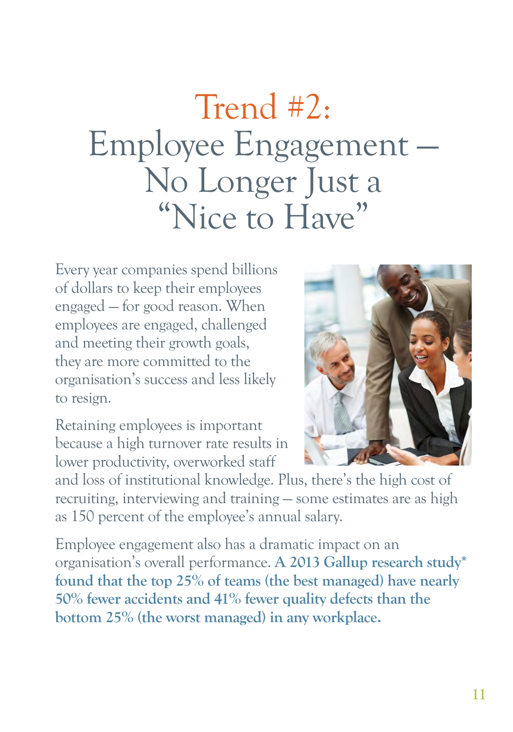# Trend #2: Employee Engagement — No Longer Just a "Nice to Have"

Every year companies spend billions of dollars to keep their employees engaged — for good reason. When employees are engaged, challenged and meeting their growth goals, they are more committed to the organisation's success and less likely to resign.

Retaining employees is important because a high turnover rate results in lower productivity, overworked staff and loss of institutional knowledge. Plus, there's the high cost of recruiting, interviewing and training — some estimates are as high as 150 percent of the employee's annual salary.

Employee engagement also has a dramatic impact on an organisation's overall performance. **A 2013 Gallup research study* found that the top 25% of teams (the best managed) have nearly 50% fewer accidents and 41% fewer quality defects than the bottom 25% (the worst managed) in any workplace.**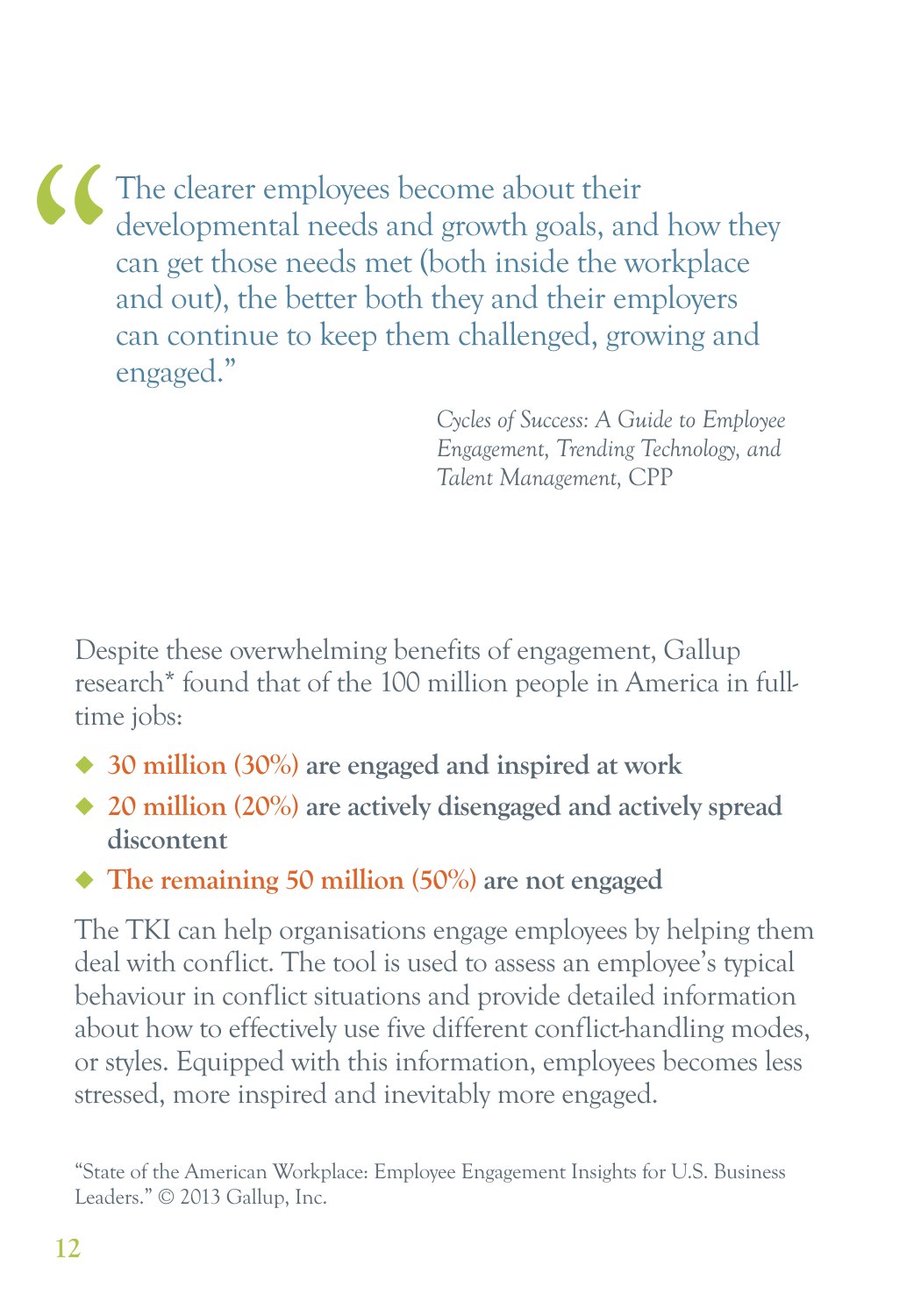> "The clearer employees become about their developmental needs and growth goals, and how they can get those needs met (both inside the workplace and out), the better both they and their employers can continue to keep them challenged, growing and engaged."
>
> *Cycles of Success: A Guide to Employee Engagement, Trending Technology, and Talent Management*, CPP

Despite these overwhelming benefits of engagement, Gallup research* found that of the 100 million people in America in full-time jobs:

- **30 million (30%) are engaged and inspired at work**
- **20 million (20%) are actively disengaged and actively spread discontent**
- **The remaining 50 million (50%) are not engaged**

The TKI can help organisations engage employees by helping them deal with conflict. The tool is used to assess an employee's typical behaviour in conflict situations and provide detailed information about how to effectively use five different conflict-handling modes, or styles. Equipped with this information, employees becomes less stressed, more inspired and inevitably more engaged.

"State of the American Workplace: Employee Engagement Insights for U.S. Business Leaders." © 2013 Gallup, Inc.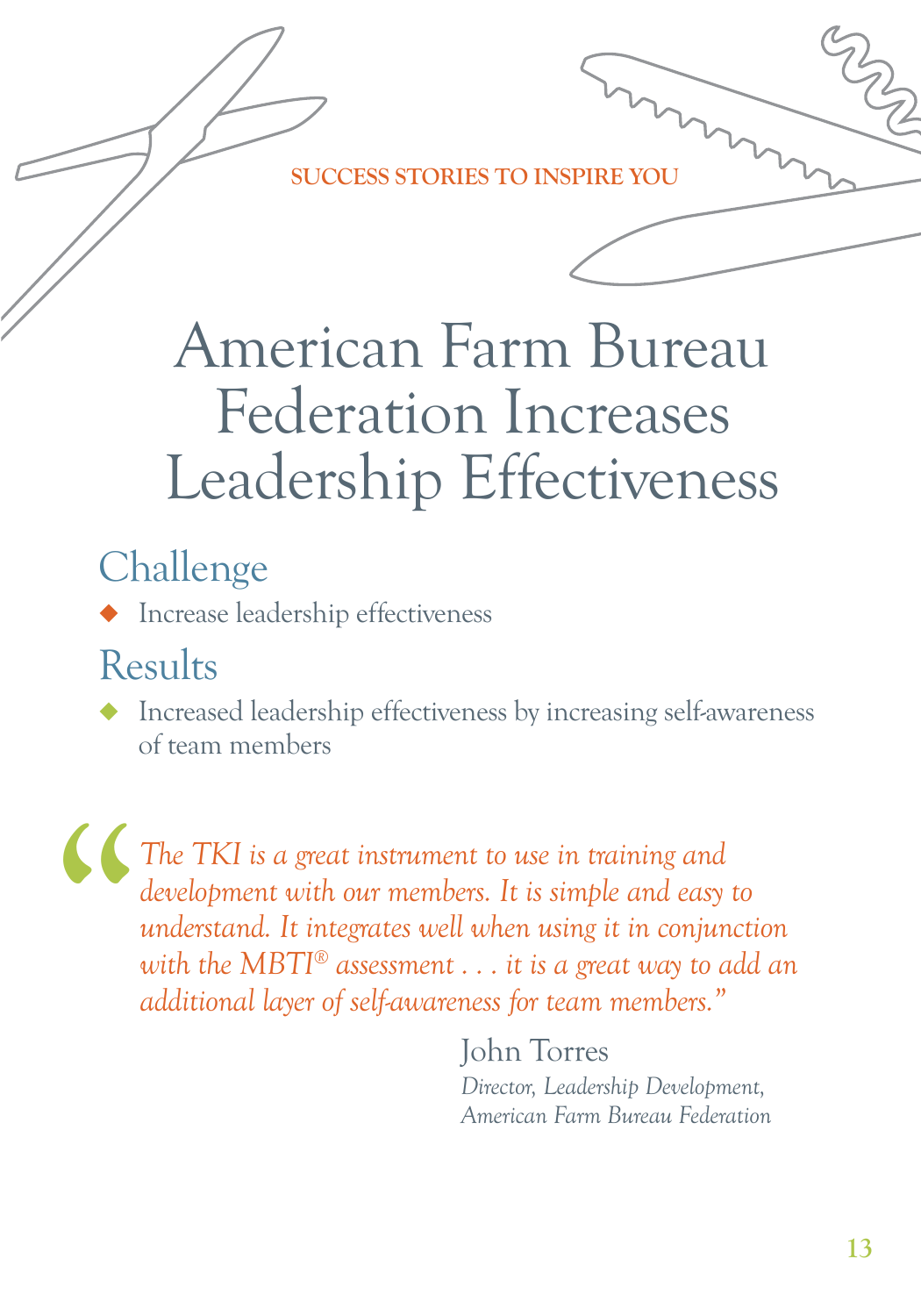SUCCESS STORIES TO INSPIRE YOU

# American Farm Bureau Federation Increases Leadership Effectiveness

## Challenge

- Increase leadership effectiveness

## Results

- Increased leadership effectiveness by increasing self-awareness of team members

> *"The TKI is a great instrument to use in training and development with our members. It is simple and easy to understand. It integrates well when using it in conjunction with the MBTI® assessment . . . it is a great way to add an additional layer of self-awareness for team members."*

John Torres
*Director, Leadership Development,*
*American Farm Bureau Federation*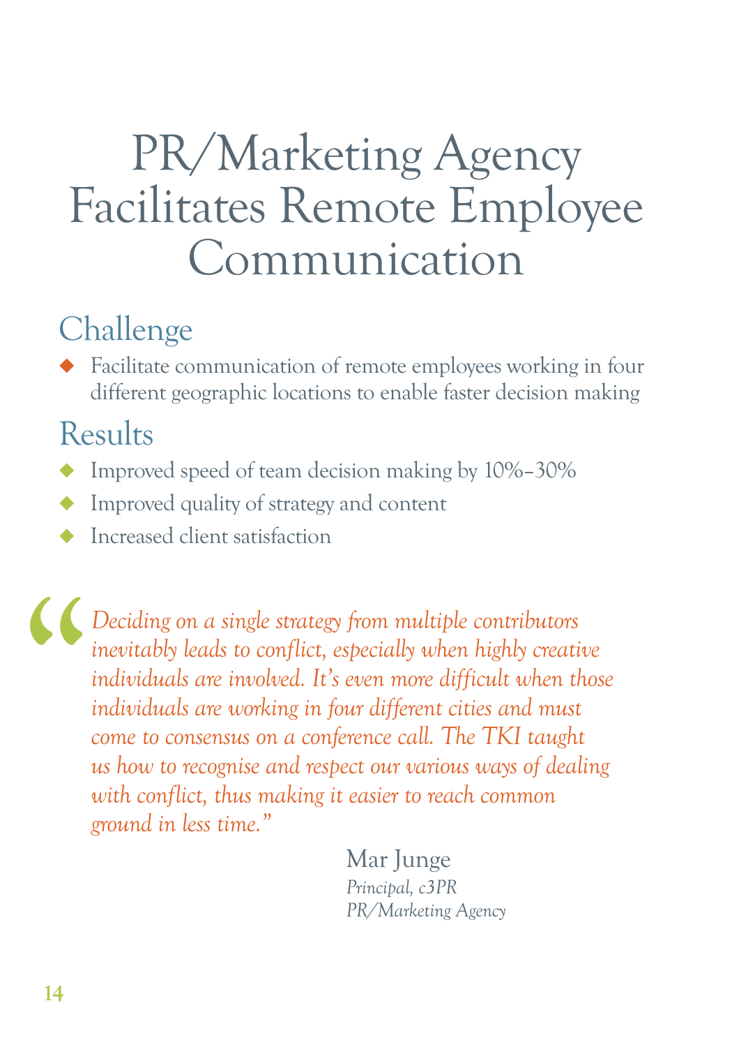# PR/Marketing Agency Facilitates Remote Employee Communication

## Challenge

- Facilitate communication of remote employees working in four different geographic locations to enable faster decision making

## Results

- Improved speed of team decision making by 10%–30%
- Improved quality of strategy and content
- Increased client satisfaction

> *"Deciding on a single strategy from multiple contributors inevitably leads to conflict, especially when highly creative individuals are involved. It's even more difficult when those individuals are working in four different cities and must come to consensus on a conference call. The TKI taught us how to recognise and respect our various ways of dealing with conflict, thus making it easier to reach common ground in less time."*

Mar Junge
*Principal, c3PR*
*PR/Marketing Agency*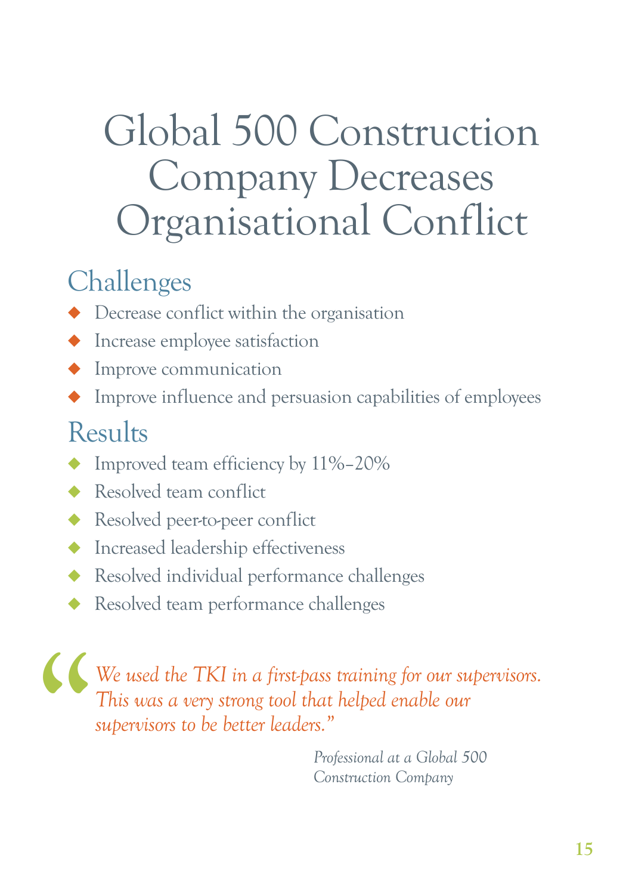# Global 500 Construction Company Decreases Organisational Conflict

## Challenges

- Decrease conflict within the organisation
- Increase employee satisfaction
- Improve communication
- Improve influence and persuasion capabilities of employees

## Results

- Improved team efficiency by 11%–20%
- Resolved team conflict
- Resolved peer-to-peer conflict
- Increased leadership effectiveness
- Resolved individual performance challenges
- Resolved team performance challenges

> *"We used the TKI in a first-pass training for our supervisors. This was a very strong tool that helped enable our supervisors to be better leaders."*
>
> *Professional at a Global 500 Construction Company*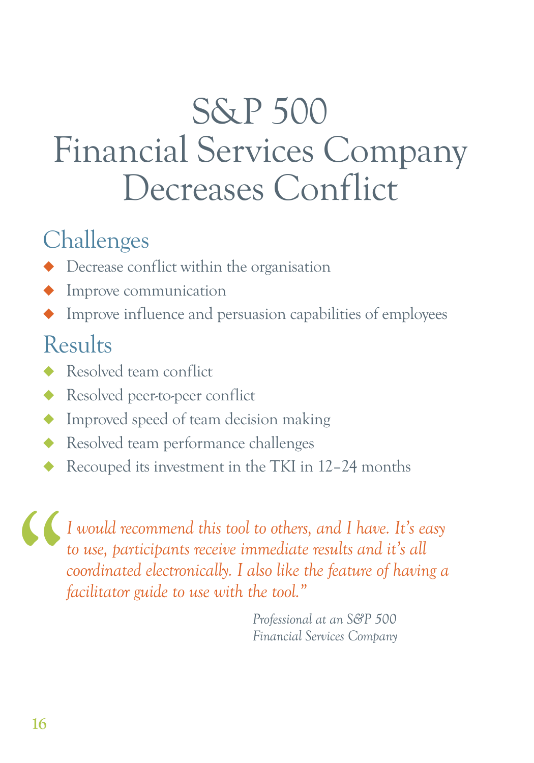# S&P 500 Financial Services Company Decreases Conflict

## Challenges

- Decrease conflict within the organisation
- Improve communication
- Improve influence and persuasion capabilities of employees

## Results

- Resolved team conflict
- Resolved peer-to-peer conflict
- Improved speed of team decision making
- Resolved team performance challenges
- Recouped its investment in the TKI in 12–24 months

> *"I would recommend this tool to others, and I have. It's easy to use, participants receive immediate results and it's all coordinated electronically. I also like the feature of having a facilitator guide to use with the tool."*
>
> *Professional at an S&P 500 Financial Services Company*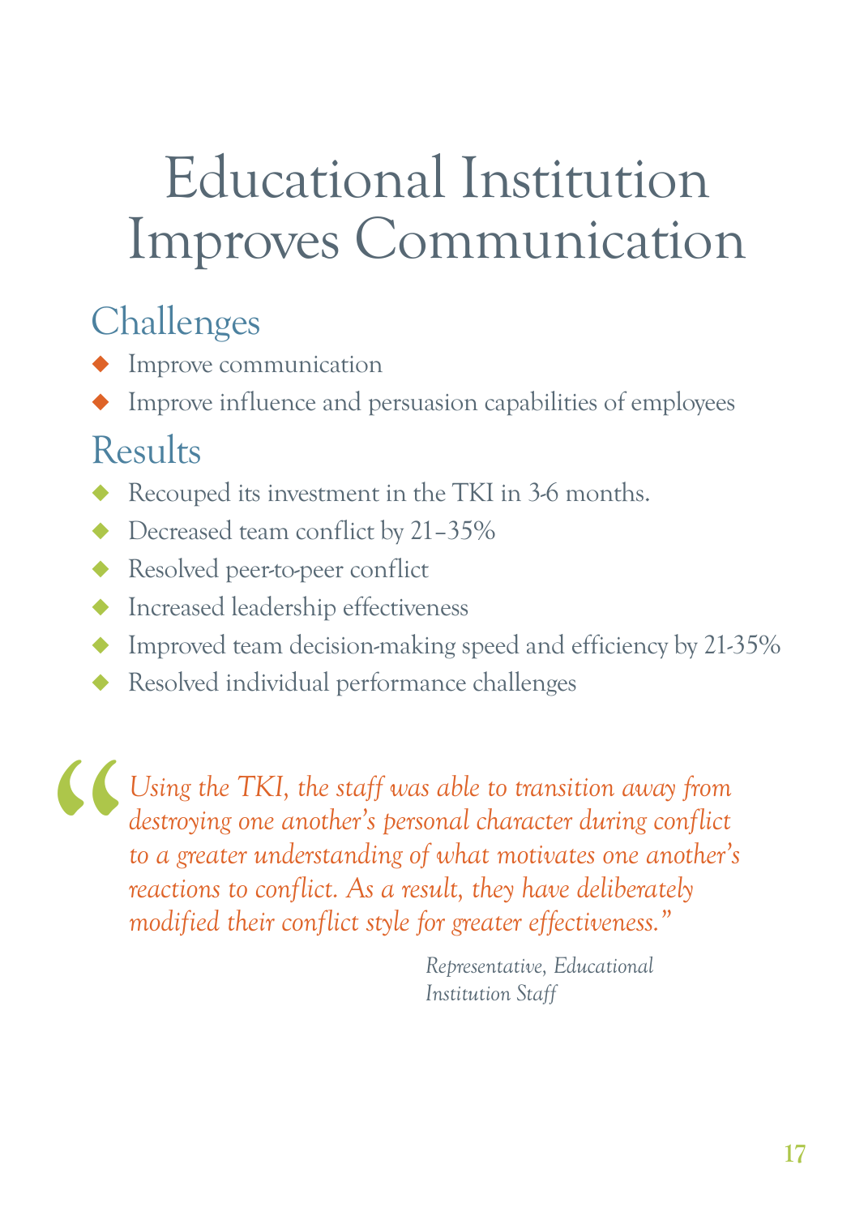# Educational Institution Improves Communication

## Challenges

- Improve communication
- Improve influence and persuasion capabilities of employees

## Results

- Recouped its investment in the TKI in 3-6 months.
- Decreased team conflict by 21–35%
- Resolved peer-to-peer conflict
- Increased leadership effectiveness
- Improved team decision-making speed and efficiency by 21-35%
- Resolved individual performance challenges

> *"Using the TKI, the staff was able to transition away from destroying one another's personal character during conflict to a greater understanding of what motivates one another's reactions to conflict. As a result, they have deliberately modified their conflict style for greater effectiveness."*
>
> *Representative, Educational Institution Staff*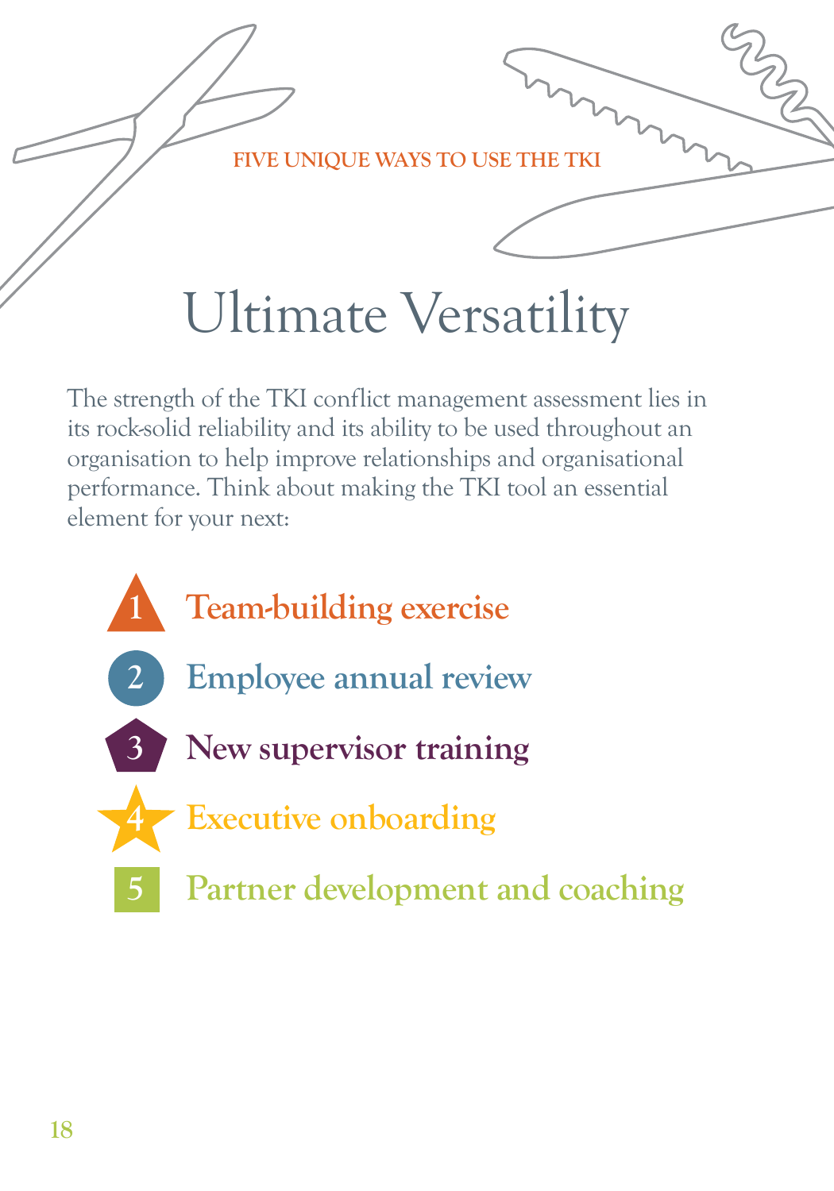FIVE UNIQUE WAYS TO USE THE TKI

# Ultimate Versatility

The strength of the TKI conflict management assessment lies in its rock-solid reliability and its ability to be used throughout an organisation to help improve relationships and organisational performance. Think about making the TKI tool an essential element for your next:

1. **Team-building exercise**
2. **Employee annual review**
3. **New supervisor training**
4. **Executive onboarding**
5. **Partner development and coaching**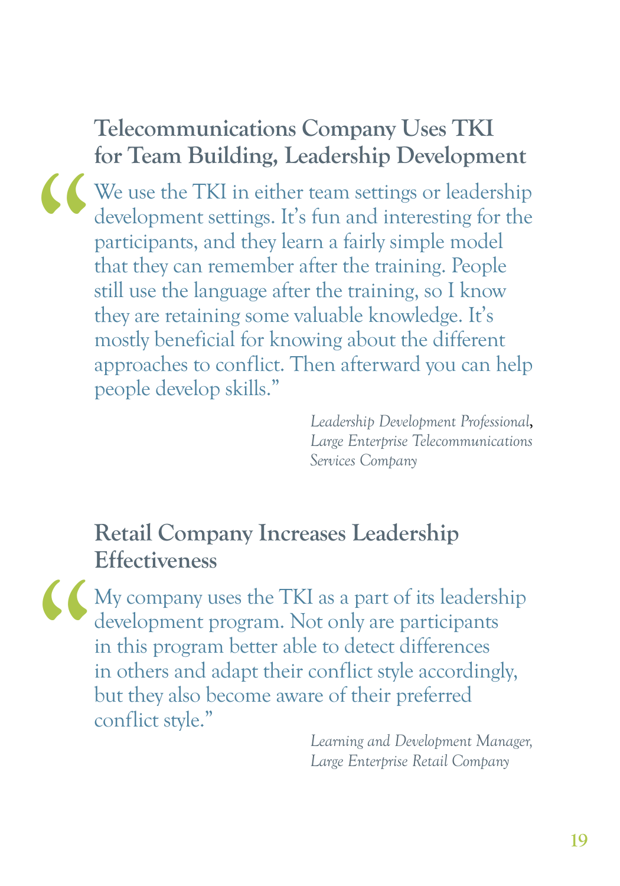## Telecommunications Company Uses TKI for Team Building, Leadership Development

"We use the TKI in either team settings or leadership development settings. It's fun and interesting for the participants, and they learn a fairly simple model that they can remember after the training. People still use the language after the training, so I know they are retaining some valuable knowledge. It's mostly beneficial for knowing about the different approaches to conflict. Then afterward you can help people develop skills."

*Leadership Development Professional*, *Large Enterprise Telecommunications Services Company*

## Retail Company Increases Leadership Effectiveness

"My company uses the TKI as a part of its leadership development program. Not only are participants in this program better able to detect differences in others and adapt their conflict style accordingly, but they also become aware of their preferred conflict style."

*Learning and Development Manager, Large Enterprise Retail Company*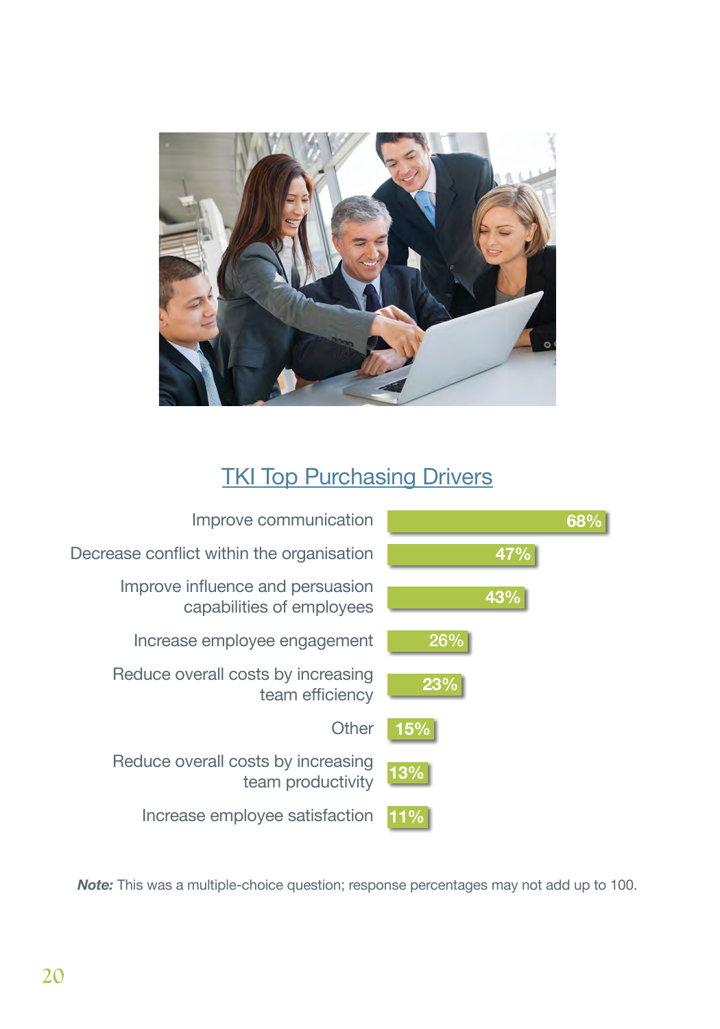## TKI Top Purchasing Drivers

| Driver | Percentage |
| --- | --- |
| Improve communication | 68% |
| Decrease conflict within the organisation | 47% |
| Improve influence and persuasion capabilities of employees | 43% |
| Increase employee engagement | 26% |
| Reduce overall costs by increasing team efficiency | 23% |
| Other | 15% |
| Reduce overall costs by increasing team productivity | 13% |
| Increase employee satisfaction | 11% |

***Note:*** This was a multiple-choice question; response percentages may not add up to 100.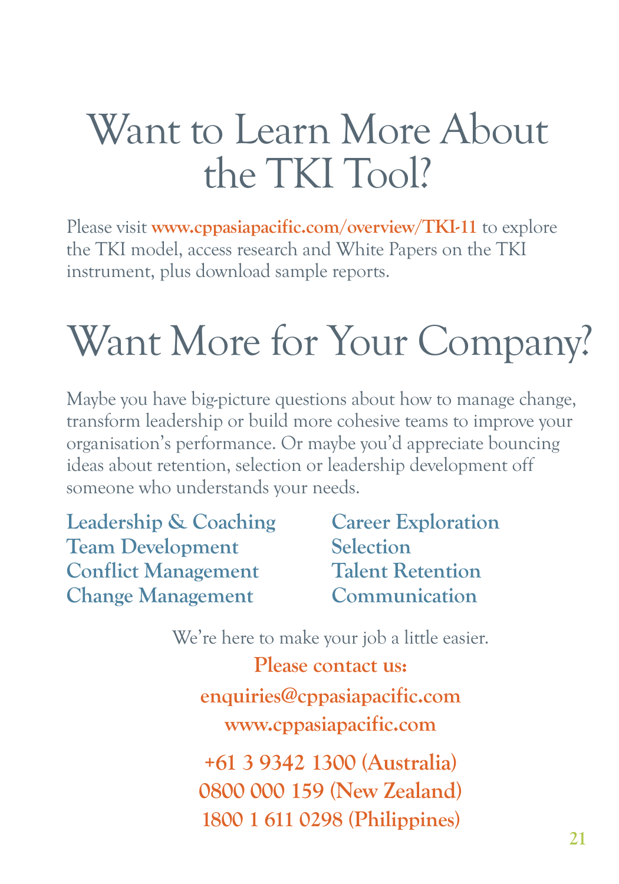# Want to Learn More About the TKI Tool?

Please visit **www.cppasiapacific.com/overview/TKI-11** to explore the TKI model, access research and White Papers on the TKI instrument, plus download sample reports.

# Want More for Your Company?

Maybe you have big-picture questions about how to manage change, transform leadership or build more cohesive teams to improve your organisation's performance. Or maybe you'd appreciate bouncing ideas about retention, selection or leadership development off someone who understands your needs.

**Leadership & Coaching**
**Team Development**
**Conflict Management**
**Change Management**
**Career Exploration**
**Selection**
**Talent Retention**
**Communication**

We're here to make your job a little easier.

**Please contact us:**

**enquiries@cppasiapacific.com**

**www.cppasiapacific.com**

**+61 3 9342 1300 (Australia)**
**0800 000 159 (New Zealand)**
**1800 1 611 0298 (Philippines)**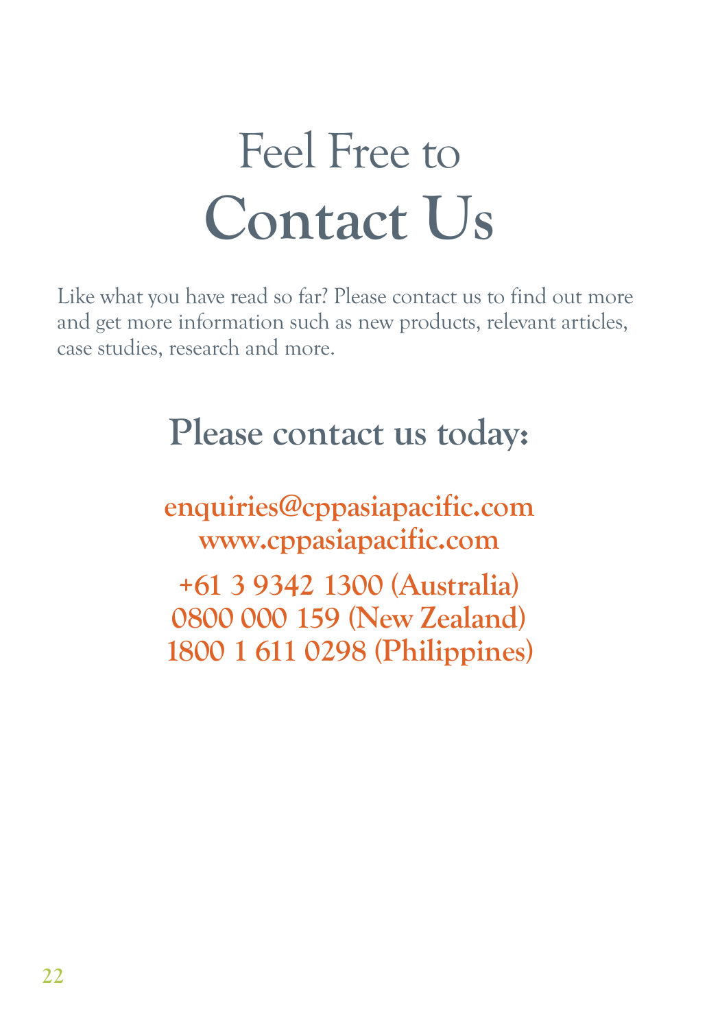# Feel Free to Contact Us

Like what you have read so far? Please contact us to find out more and get more information such as new products, relevant articles, case studies, research and more.

## Please contact us today:

**enquiries@cppasiapacific.com**
**www.cppasiapacific.com**

**+61 3 9342 1300 (Australia)**
**0800 000 159 (New Zealand)**
**1800 1 611 0298 (Philippines)**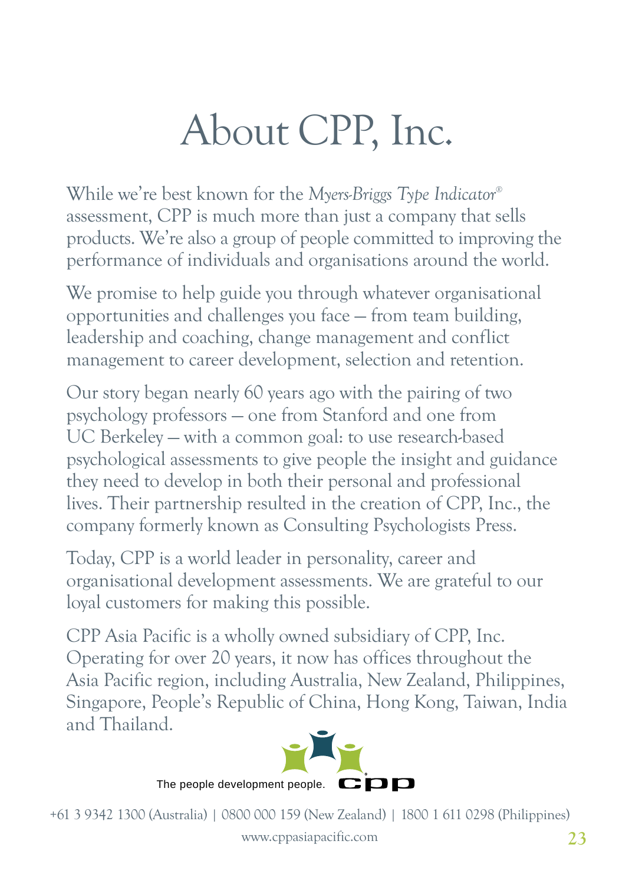# About CPP, Inc.

While we're best known for the *Myers-Briggs Type Indicator*® assessment, CPP is much more than just a company that sells products. We're also a group of people committed to improving the performance of individuals and organisations around the world.

We promise to help guide you through whatever organisational opportunities and challenges you face – from team building, leadership and coaching, change management and conflict management to career development, selection and retention.

Our story began nearly 60 years ago with the pairing of two psychology professors – one from Stanford and one from UC Berkeley – with a common goal: to use research-based psychological assessments to give people the insight and guidance they need to develop in both their personal and professional lives. Their partnership resulted in the creation of CPP, Inc., the company formerly known as Consulting Psychologists Press.

Today, CPP is a world leader in personality, career and organisational development assessments. We are grateful to our loyal customers for making this possible.

CPP Asia Pacific is a wholly owned subsidiary of CPP, Inc. Operating for over 20 years, it now has offices throughout the Asia Pacific region, including Australia, New Zealand, Philippines, Singapore, People's Republic of China, Hong Kong, Taiwan, India and Thailand.

The people development people. cpp

+61 3 9342 1300 (Australia) | 0800 000 159 (New Zealand) | 1800 1 611 0298 (Philippines)

www.cppasiapacific.com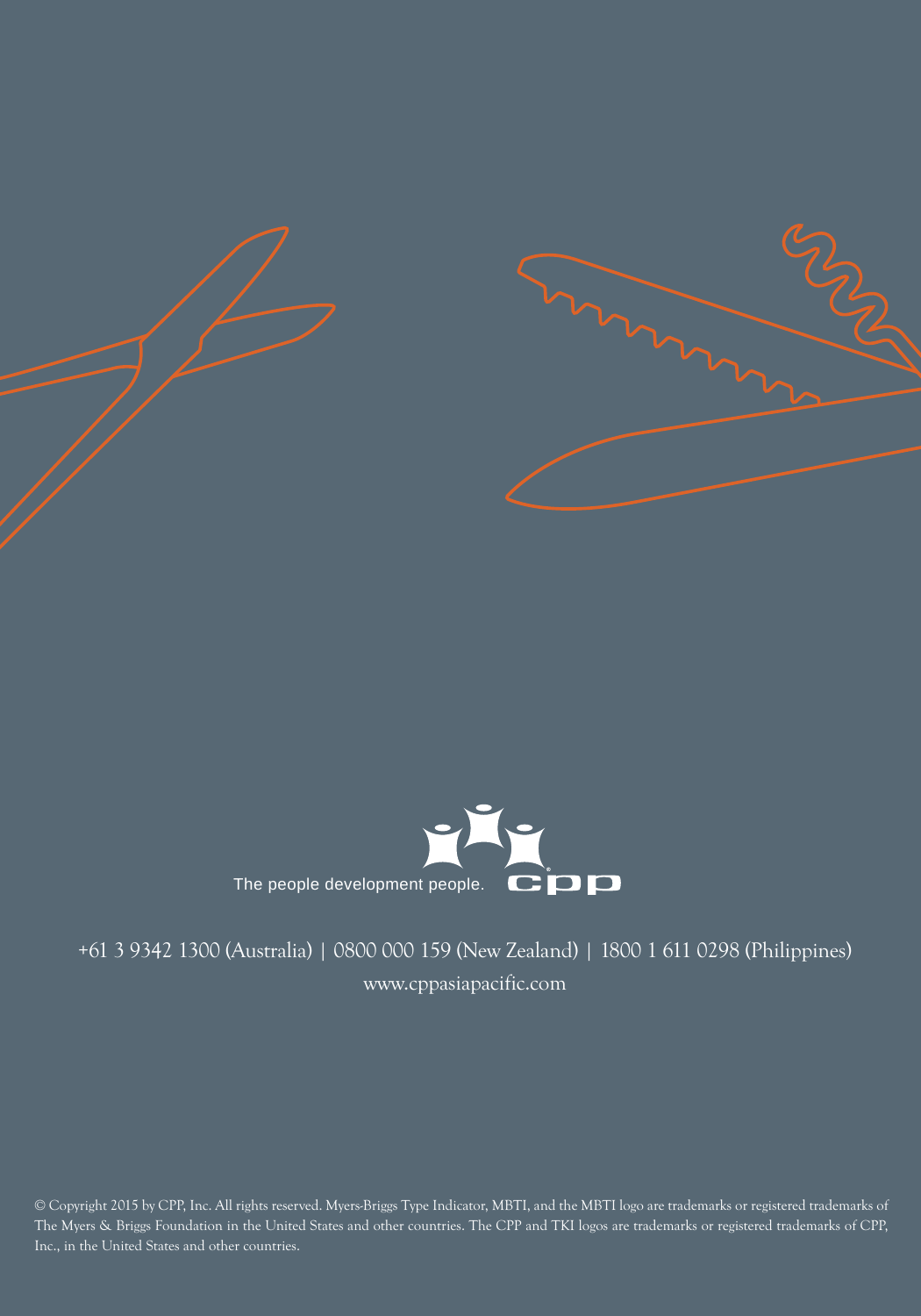The people development people. CPP

+61 3 9342 1300 (Australia) | 0800 000 159 (New Zealand) | 1800 1 611 0298 (Philippines)

www.cppasiapacific.com

© Copyright 2015 by CPP, Inc. All rights reserved. Myers-Briggs Type Indicator, MBTI, and the MBTI logo are trademarks or registered trademarks of The Myers & Briggs Foundation in the United States and other countries. The CPP and TKI logos are trademarks or registered trademarks of CPP, Inc., in the United States and other countries.